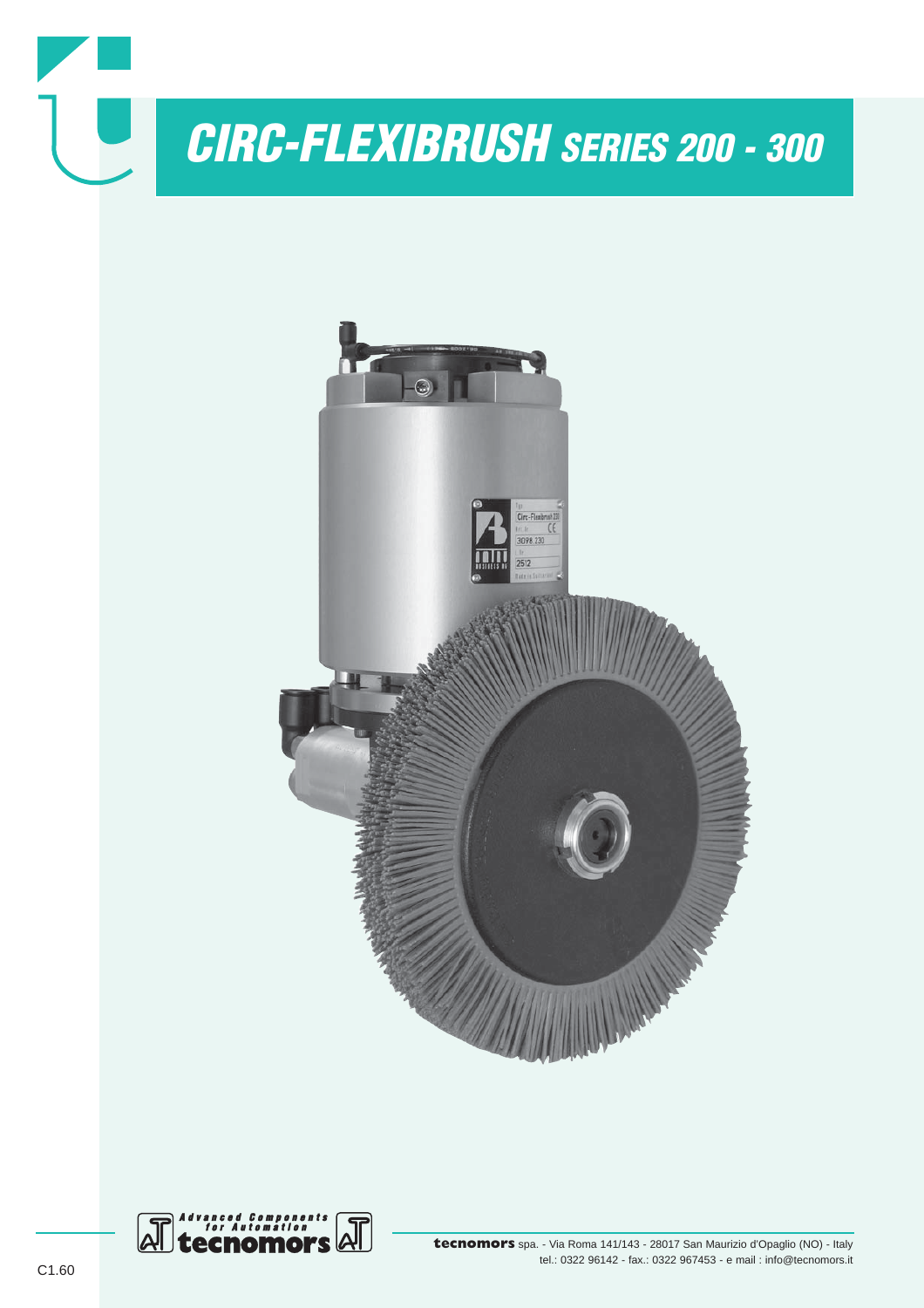# CIRC-FLEXIBRUSH SERIES 200 - 300

Advanced Components for Automation
tecnomors

**tecnomors** spa. - Via Roma 141/143 - 28017 San Maurizio d'Opaglio (NO) - Italy
tel.: 0322 96142 - fax.: 0322 967453 - e mail : info@tecnomors.it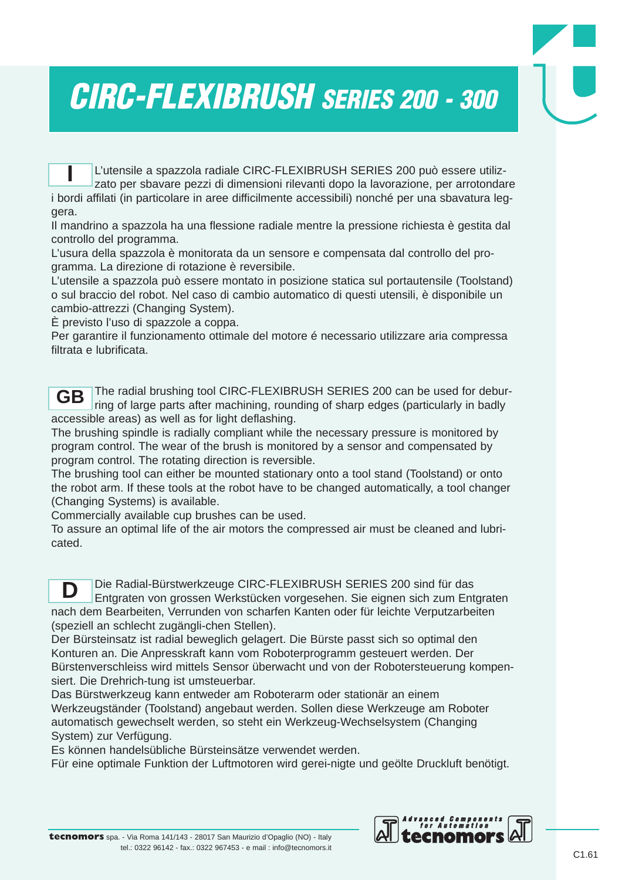# CIRC-FLEXIBRUSH SERIES 200 - 300

**I**

L'utensile a spazzola radiale CIRC-FLEXIBRUSH SERIES 200 può essere utilizzato per sbavare pezzi di dimensioni rilevanti dopo la lavorazione, per arrotondare i bordi affilati (in particolare in aree difficilmente accessibili) nonché per una sbavatura leggera.
Il mandrino a spazzola ha una flessione radiale mentre la pressione richiesta è gestita dal controllo del programma.
L'usura della spazzola è monitorata da un sensore e compensata dal controllo del programma. La direzione di rotazione è reversibile.
L'utensile a spazzola può essere montato in posizione statica sul portautensile (Toolstand) o sul braccio del robot. Nel caso di cambio automatico di questi utensili, è disponibile un cambio-attrezzi (Changing System).
È previsto l'uso di spazzole a coppa.
Per garantire il funzionamento ottimale del motore é necessario utilizzare aria compressa filtrata e lubrificata.

**GB**

The radial brushing tool CIRC-FLEXIBRUSH SERIES 200 can be used for deburring of large parts after machining, rounding of sharp edges (particularly in badly accessible areas) as well as for light deflashing.
The brushing spindle is radially compliant while the necessary pressure is monitored by program control. The wear of the brush is monitored by a sensor and compensated by program control. The rotating direction is reversible.
The brushing tool can either be mounted stationary onto a tool stand (Toolstand) or onto the robot arm. If these tools at the robot have to be changed automatically, a tool changer (Changing Systems) is available.
Commercially available cup brushes can be used.
To assure an optimal life of the air motors the compressed air must be cleaned and lubricated.

**D**

Die Radial-Bürstwerkzeuge CIRC-FLEXIBRUSH SERIES 200 sind für das Entgraten von grossen Werkstücken vorgesehen. Sie eignen sich zum Entgraten nach dem Bearbeiten, Verrunden von scharfen Kanten oder für leichte Verputzarbeiten (speziell an schlecht zugängli-chen Stellen).
Der Bürsteinsatz ist radial beweglich gelagert. Die Bürste passt sich so optimal den Konturen an. Die Anpresskraft kann vom Roboterprogramm gesteuert werden. Der Bürstenverschleiss wird mittels Sensor überwacht und von der Robotersteuerung kompensiert. Die Drehrich-tung ist umsteuerbar.
Das Bürstwerkzeug kann entweder am Roboterarm oder stationär an einem Werkzeugständer (Toolstand) angebaut werden. Sollen diese Werkzeuge am Roboter automatisch gewechselt werden, so steht ein Werkzeug-Wechselsystem (Changing System) zur Verfügung.
Es können handelsübliche Bürsteinsätze verwendet werden.
Für eine optimale Funktion der Luftmotoren wird gerei-nigte und geölte Druckluft benötigt.

**tecnomors** spa. - Via Roma 141/143 - 28017 San Maurizio d'Opaglio (NO) - Italy
tel.: 0322 96142 - fax.: 0322 967453 - e mail : info@tecnomors.it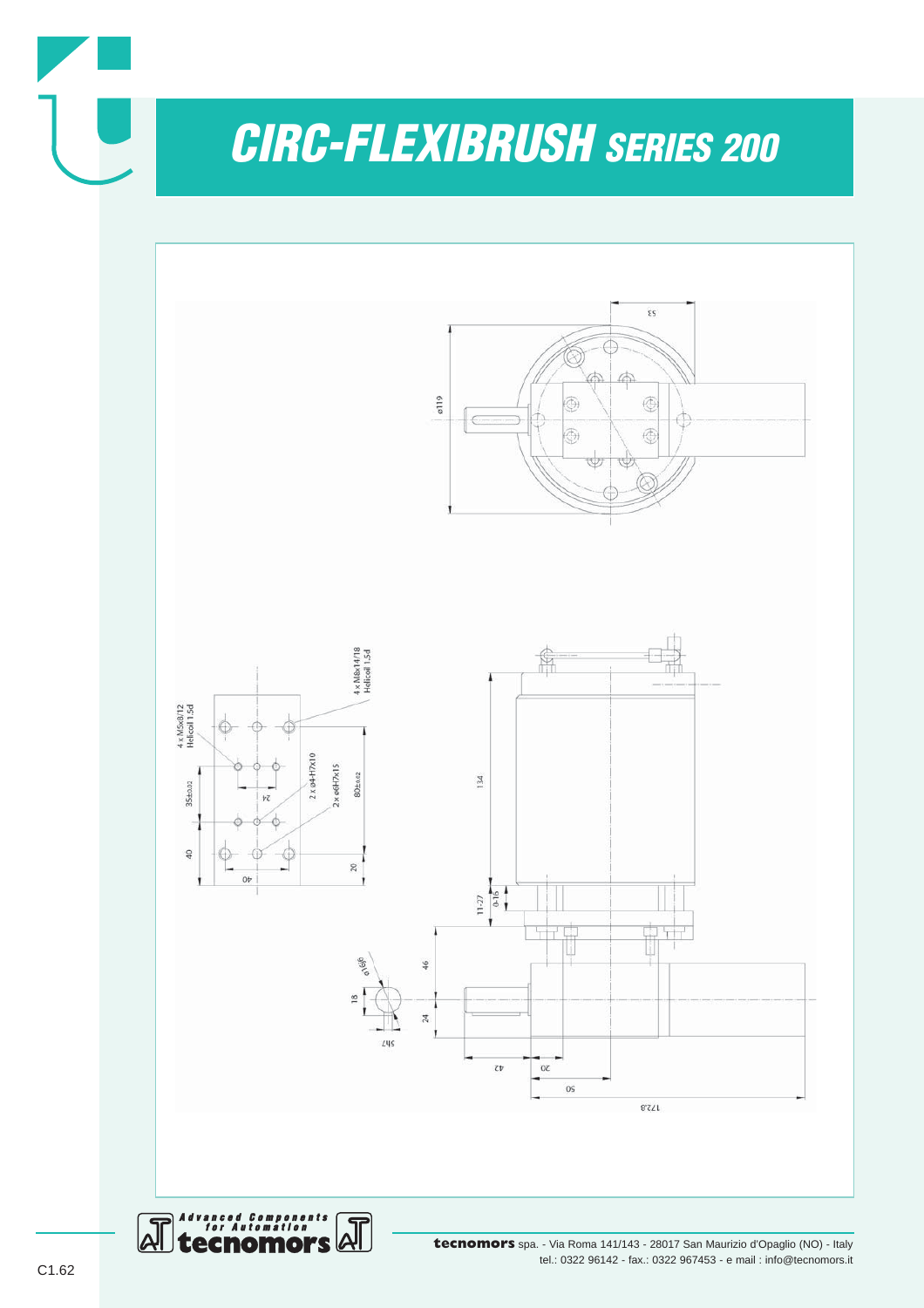# CIRC-FLEXIBRUSH SERIES 200

ø119

53

4 x M5x8/12 Helicoil 1.5d

4 x M8x14/18 Helicoil 1.5d

2 x ø4-H7x10

2 x ø6H7x15

35±0.02

80±0.02

24

40

40

20

134

11-27

0-16

46

ø16j6

18

24

5h7

42

20

50

172.8

**tecnomors** spa. - Via Roma 141/143 - 28017 San Maurizio d'Opaglio (NO) - Italy
tel.: 0322 96142 - fax.: 0322 967453 - e mail : info@tecnomors.it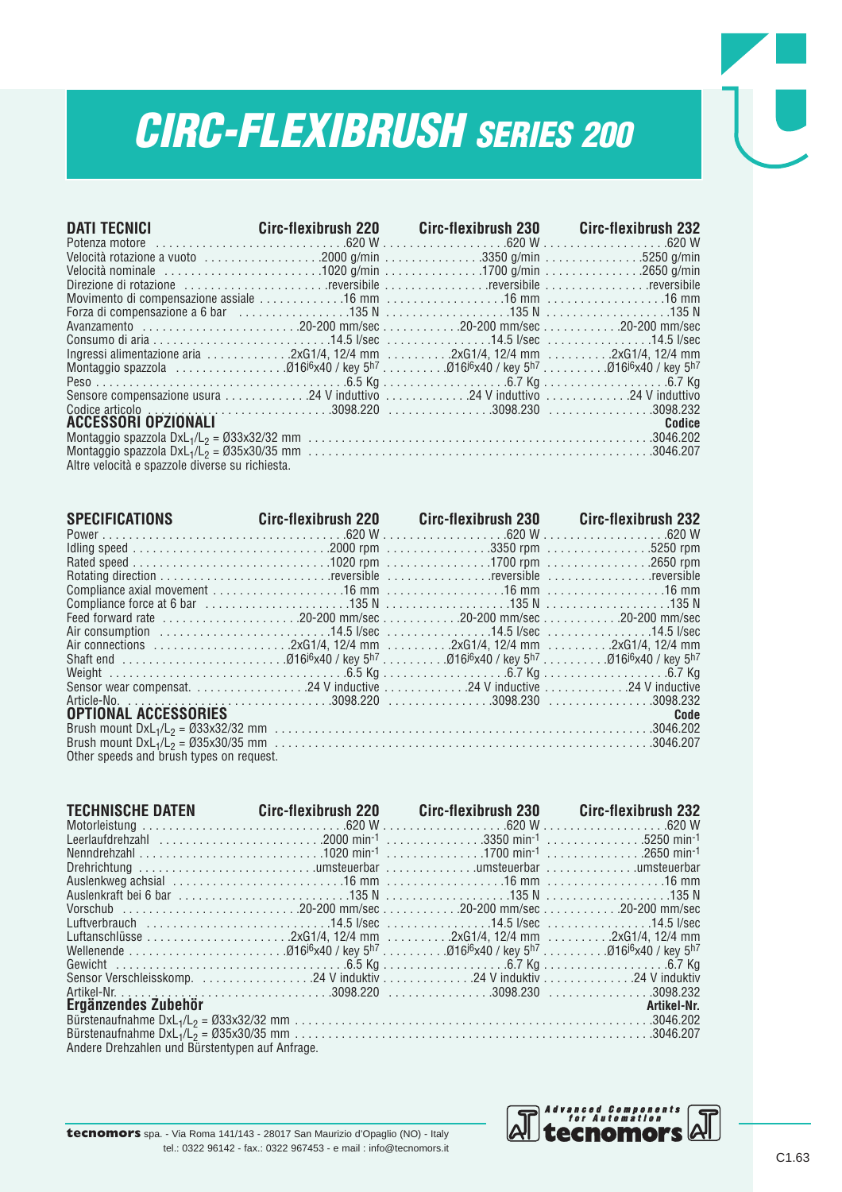# *CIRC-FLEXIBRUSH SERIES 200*

| DATI TECNICI | Circ-flexibrush 220 | Circ-flexibrush 230 | Circ-flexibrush 232 |
|---|---|---|---|
| Potenza motore | 620 W | 620 W | 620 W |
| Velocità rotazione a vuoto | 2000 g/min | 3350 g/min | 5250 g/min |
| Velocità nominale | 1020 g/min | 1700 g/min | 2650 g/min |
| Direzione di rotazione | reversibile | reversibile | reversibile |
| Movimento di compensazione assiale | 16 mm | 16 mm | 16 mm |
| Forza di compensazione a 6 bar | 135 N | 135 N | 135 N |
| Avanzamento | 20-200 mm/sec | 20-200 mm/sec | 20-200 mm/sec |
| Consumo di aria | 14.5 l/sec | 14.5 l/sec | 14.5 l/sec |
| Ingressi alimentazione aria | 2xG1/4, 12/4 mm | 2xG1/4, 12/4 mm | 2xG1/4, 12/4 mm |
| Montaggio spazzola | Ø16$^{j6}$x40 / key 5$^{h7}$ | Ø16$^{j6}$x40 / key 5$^{h7}$ | Ø16$^{j6}$x40 / key 5$^{h7}$ |
| Peso | 6.5 Kg | 6.7 Kg | 6.7 Kg |
| Sensore compensazione usura | 24 V induttivo | 24 V induttivo | 24 V induttivo |
| Codice articolo | 3098.220 | 3098.230 | 3098.232 |

| ACCESSORI OPZIONALI | Codice |
|---|---|
| Montaggio spazzola $DxL_1/L_2$ = Ø33x32/32 mm | 3046.202 |
| Montaggio spazzola $DxL_1/L_2$ = Ø35x30/35 mm | 3046.207 |

Altre velocità e spazzole diverse su richiesta.

| SPECIFICATIONS | Circ-flexibrush 220 | Circ-flexibrush 230 | Circ-flexibrush 232 |
|---|---|---|---|
| Power | 620 W | 620 W | 620 W |
| Idling speed | 2000 rpm | 3350 rpm | 5250 rpm |
| Rated speed | 1020 rpm | 1700 rpm | 2650 rpm |
| Rotating direction | reversible | reversible | reversible |
| Compliance axial movement | 16 mm | 16 mm | 16 mm |
| Compliance force at 6 bar | 135 N | 135 N | 135 N |
| Feed forward rate | 20-200 mm/sec | 20-200 mm/sec | 20-200 mm/sec |
| Air consumption | 14.5 l/sec | 14.5 l/sec | 14.5 l/sec |
| Air connections | 2xG1/4, 12/4 mm | 2xG1/4, 12/4 mm | 2xG1/4, 12/4 mm |
| Shaft end | Ø16$^{j6}$x40 / key 5$^{h7}$ | Ø16$^{j6}$x40 / key 5$^{h7}$ | Ø16$^{j6}$x40 / key 5$^{h7}$ |
| Weight | 6.5 Kg | 6.7 Kg | 6.7 Kg |
| Sensor wear compensat. | 24 V inductive | 24 V inductive | 24 V inductive |
| Article-No. | 3098.220 | 3098.230 | 3098.232 |

| OPTIONAL ACCESSORIES | Code |
|---|---|
| Brush mount $DxL_1/L_2$ = Ø33x32/32 mm | 3046.202 |
| Brush mount $DxL_1/L_2$ = Ø35x30/35 mm | 3046.207 |

Other speeds and brush types on request.

| TECHNISCHE DATEN | Circ-flexibrush 220 | Circ-flexibrush 230 | Circ-flexibrush 232 |
|---|---|---|---|
| Motorleistung | 620 W | 620 W | 620 W |
| Leerlaufdrehzahl | 2000 $min^{-1}$ | 3350 $min^{-1}$ | 5250 $min^{-1}$ |
| Nenndrehzahl | 1020 $min^{-1}$ | 1700 $min^{-1}$ | 2650 $min^{-1}$ |
| Drehrichtung | umsteuerbar | umsteuerbar | umsteuerbar |
| Auslenkweg achsial | 16 mm | 16 mm | 16 mm |
| Auslenkraft bei 6 bar | 135 N | 135 N | 135 N |
| Vorschub | 20-200 mm/sec | 20-200 mm/sec | 20-200 mm/sec |
| Luftverbrauch | 14.5 l/sec | 14.5 l/sec | 14.5 l/sec |
| Luftanschlüsse | 2xG1/4, 12/4 mm | 2xG1/4, 12/4 mm | 2xG1/4, 12/4 mm |
| Wellenende | Ø16$^{j6}$x40 / key 5$^{h7}$ | Ø16$^{j6}$x40 / key 5$^{h7}$ | Ø16$^{j6}$x40 / key 5$^{h7}$ |
| Gewicht | 6.5 Kg | 6.7 Kg | 6.7 Kg |
| Sensor Verschleisskomp. | 24 V induktiv | 24 V induktiv | 24 V induktiv |
| Artikel-Nr. | 3098.220 | 3098.230 | 3098.232 |

| Ergänzendes Zubehör | Artikel-Nr. |
|---|---|
| Bürstenaufnahme $DxL_1/L_2$ = Ø33x32/32 mm | 3046.202 |
| Bürstenaufnahme $DxL_1/L_2$ = Ø35x30/35 mm | 3046.207 |

Andere Drehzahlen und Bürstentypen auf Anfrage.

**tecnomors** spa. - Via Roma 141/143 - 28017 San Maurizio d'Opaglio (NO) - Italy
tel.: 0322 96142 - fax.: 0322 967453 - e mail : info@tecnomors.it

Advanced Components for Automation tecnomors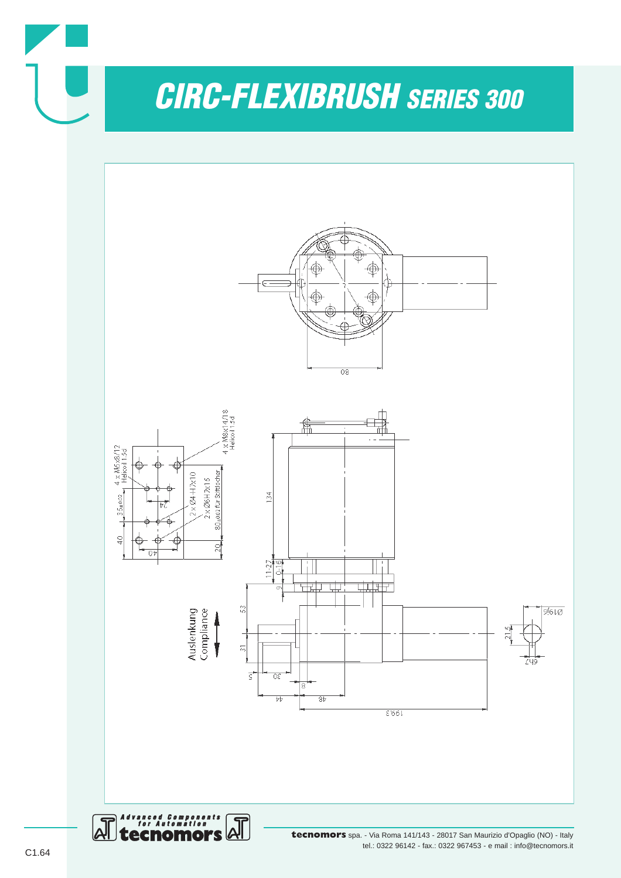# CIRC-FLEXIBRUSH SERIES 300

80

4 x M5x8/12
Helicoil 1.5d

4 x M8x14/18
Helicoil 1.5d

2 x Ø4 H7x10

2 x Ø6H7x15

80±0.02 für Stiftlöcher

36±0.02

24

40

40

20

134

11-27

0-16

9

53

31

Auslenkung
Compliance

5

30

8

44

48

199.3

21.5

Ø19j6

6h9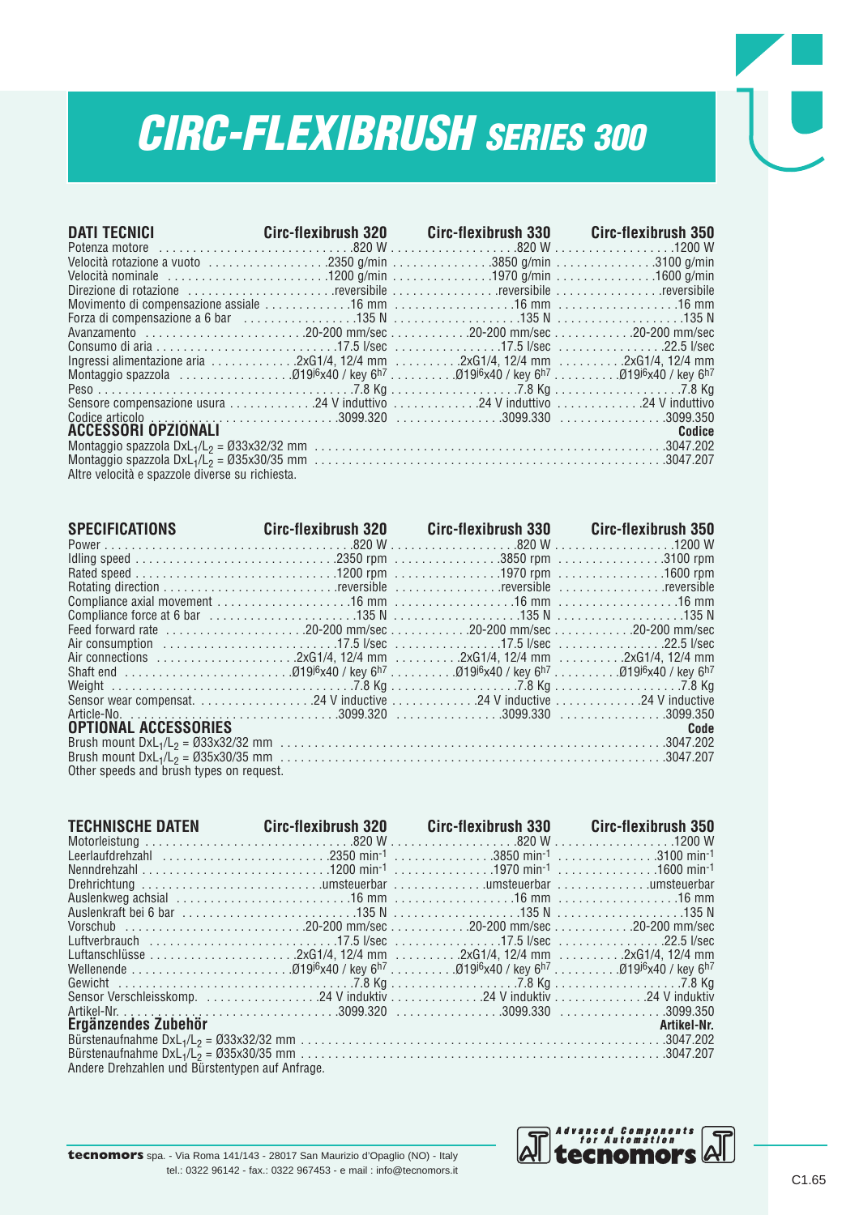# CIRC-FLEXIBRUSH *SERIES 300*

| DATI TECNICI | Circ-flexibrush 320 | Circ-flexibrush 330 | Circ-flexibrush 350 |
|---|---|---|---|
| Potenza motore | 820 W | 820 W | 1200 W |
| Velocità rotazione a vuoto | 2350 g/min | 3850 g/min | 3100 g/min |
| Velocità nominale | 1200 g/min | 1970 g/min | 1600 g/min |
| Direzione di rotazione | reversibile | reversibile | reversibile |
| Movimento di compensazione assiale | 16 mm | 16 mm | 16 mm |
| Forza di compensazione a 6 bar | 135 N | 135 N | 135 N |
| Avanzamento | 20-200 mm/sec | 20-200 mm/sec | 20-200 mm/sec |
| Consumo di aria | 17.5 l/sec | 17.5 l/sec | 22.5 l/sec |
| Ingressi alimentazione aria | 2xG1/4, 12/4 mm | 2xG1/4, 12/4 mm | 2xG1/4, 12/4 mm |
| Montaggio spazzola | Ø19$^{j6}$x40 / key 6$^{h7}$ | Ø19$^{j6}$x40 / key 6$^{h7}$ | Ø19$^{j6}$x40 / key 6$^{h7}$ |
| Peso | 7.8 Kg | 7.8 Kg | 7.8 Kg |
| Sensore compensazione usura | 24 V induttivo | 24 V induttivo | 24 V induttivo |
| Codice articolo | 3099.320 | 3099.330 | 3099.350 |

| ACCESSORI OPZIONALI | Codice |
|---|---|
| Montaggio spazzola $DxL_1/L_2$ = Ø33x32/32 mm | 3047.202 |
| Montaggio spazzola $DxL_1/L_2$ = Ø35x30/35 mm | 3047.207 |

Altre velocità e spazzole diverse su richiesta.

| SPECIFICATIONS | Circ-flexibrush 320 | Circ-flexibrush 330 | Circ-flexibrush 350 |
|---|---|---|---|
| Power | 820 W | 820 W | 1200 W |
| Idling speed | 2350 rpm | 3850 rpm | 3100 rpm |
| Rated speed | 1200 rpm | 1970 rpm | 1600 rpm |
| Rotating direction | reversible | reversible | reversible |
| Compliance axial movement | 16 mm | 16 mm | 16 mm |
| Compliance force at 6 bar | 135 N | 135 N | 135 N |
| Feed forward rate | 20-200 mm/sec | 20-200 mm/sec | 20-200 mm/sec |
| Air consumption | 17.5 l/sec | 17.5 l/sec | 22.5 l/sec |
| Air connections | 2xG1/4, 12/4 mm | 2xG1/4, 12/4 mm | 2xG1/4, 12/4 mm |
| Shaft end | Ø19$^{j6}$x40 / key 6$^{h7}$ | Ø19$^{j6}$x40 / key 6$^{h7}$ | Ø19$^{j6}$x40 / key 6$^{h7}$ |
| Weight | 7.8 Kg | 7.8 Kg | 7.8 Kg |
| Sensor wear compensat. | 24 V inductive | 24 V inductive | 24 V inductive |
| Article-No. | 3099.320 | 3099.330 | 3099.350 |

| OPTIONAL ACCESSORIES | Code |
|---|---|
| Brush mount $DxL_1/L_2$ = Ø33x32/32 mm | 3047.202 |
| Brush mount $DxL_1/L_2$ = Ø35x30/35 mm | 3047.207 |

Other speeds and brush types on request.

| TECHNISCHE DATEN | Circ-flexibrush 320 | Circ-flexibrush 330 | Circ-flexibrush 350 |
|---|---|---|---|
| Motorleistung | 820 W | 820 W | 1200 W |
| Leerlaufdrehzahl | 2350 min$^{-1}$ | 3850 min$^{-1}$ | 3100 min$^{-1}$ |
| Nenndrehzahl | 1200 min$^{-1}$ | 1970 min$^{-1}$ | 1600 min$^{-1}$ |
| Drehrichtung | umsteuerbar | umsteuerbar | umsteuerbar |
| Auslenkweg achsial | 16 mm | 16 mm | 16 mm |
| Auslenkraft bei 6 bar | 135 N | 135 N | 135 N |
| Vorschub | 20-200 mm/sec | 20-200 mm/sec | 20-200 mm/sec |
| Luftverbrauch | 17.5 l/sec | 17.5 l/sec | 22.5 l/sec |
| Luftanschlüsse | 2xG1/4, 12/4 mm | 2xG1/4, 12/4 mm | 2xG1/4, 12/4 mm |
| Wellenende | Ø19$^{j6}$x40 / key 6$^{h7}$ | Ø19$^{j6}$x40 / key 6$^{h7}$ | Ø19$^{j6}$x40 / key 6$^{h7}$ |
| Gewicht | 7.8 Kg | 7.8 Kg | 7.8 Kg |
| Sensor Verschleisskomp. | 24 V induktiv | 24 V induktiv | 24 V induktiv |
| Artikel-Nr. | 3099.320 | 3099.330 | 3099.350 |

| Ergänzendes Zubehör | Artikel-Nr. |
|---|---|
| Bürstenaufnahme $DxL_1/L_2$ = Ø33x32/32 mm | 3047.202 |
| Bürstenaufnahme $DxL_1/L_2$ = Ø35x30/35 mm | 3047.207 |

Andere Drehzahlen und Bürstentypen auf Anfrage.

**tecnomors** spa. - Via Roma 141/143 - 28017 San Maurizio d'Opaglio (NO) - Italy
tel.: 0322 96142 - fax.: 0322 967453 - e mail : info@tecnomors.it

Advanced Components for Automation **tecnomors**